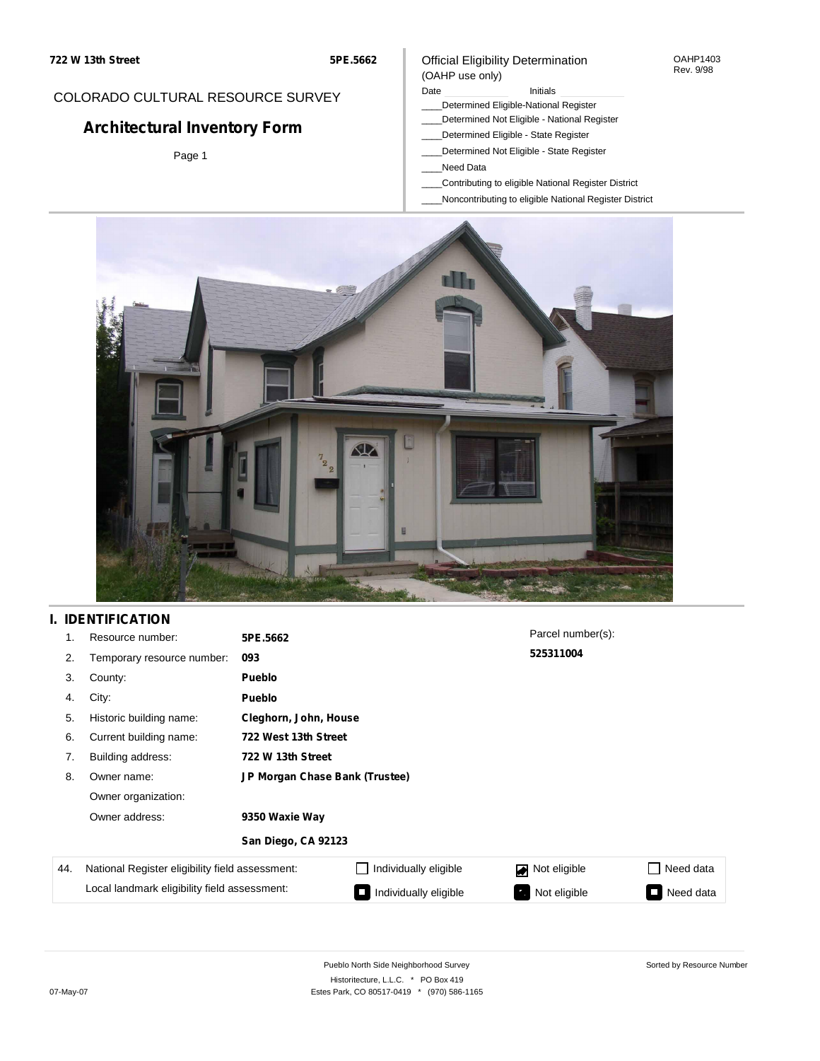722 W 13th Street    5PE.5662

COLORADO CULTURAL RESOURCE SURVEY

# Architectural Inventory Form

Page 1

Official Eligibility Determination
(OAHP use only)

OAHP1403
Rev. 9/98

Date ____________ Initials ____________

____Determined Eligible-National Register
____Determined Not Eligible - National Register
____Determined Eligible - State Register
____Determined Not Eligible - State Register
____Need Data
____Contributing to eligible National Register District
____Noncontributing to eligible National Register District

## I. IDENTIFICATION

1. Resource number: **5PE.5662**
2. Temporary resource number: **093**
3. County: **Pueblo**
4. City: **Pueblo**
5. Historic building name: **Cleghorn, John, House**
6. Current building name: **722 West 13th Street**
7. Building address: **722 W 13th Street**
8. Owner name: **JP Morgan Chase Bank (Trustee)**
   Owner organization:
   Owner address: **9350 Waxie Way**
   **San Diego, CA 92123**

Parcel number(s):
**525311004**

| 44. | National Register eligibility field assessment: | ☐ Individually eligible | ☑ Not eligible | ☐ Need data |
|---|---|---|---|---|
| | Local landmark eligibility field assessment: | ■ Individually eligible | ■ Not eligible | ■ Need data |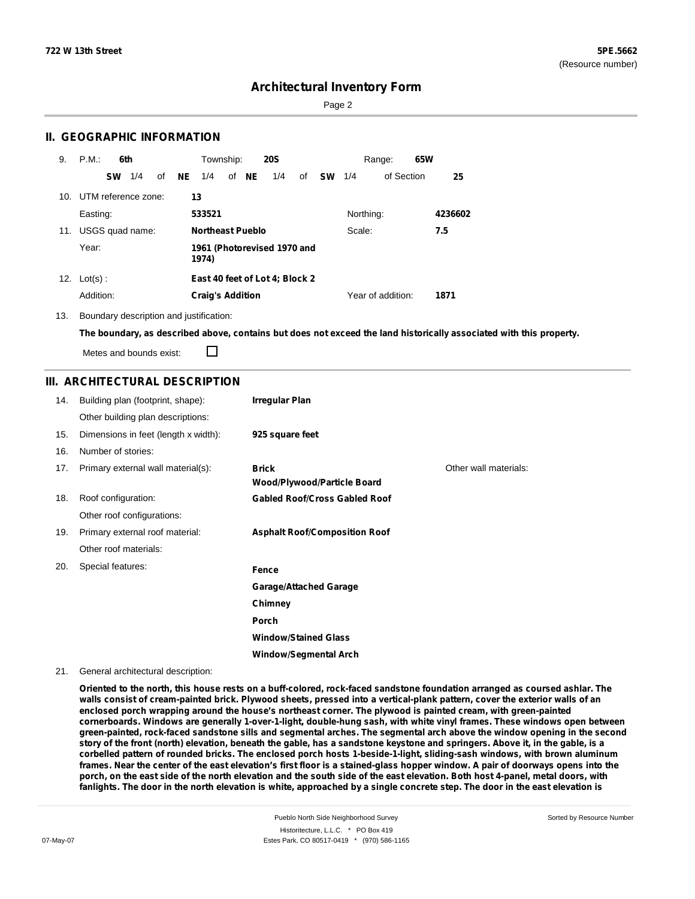# Architectural Inventory Form

## II. GEOGRAPHIC INFORMATION

9. P.M.: **6th** Township: **20S** Range: **65W**
   **SW** 1/4 of **NE** 1/4 of **NE** 1/4 of **SW** 1/4 of Section **25**

10. UTM reference zone: **13**
    Easting: **533521** Northing: **4236602**

11. USGS quad name: **Northeast Pueblo** Scale: **7.5**
    Year: **1961 (Photorevised 1970 and 1974)**

12. Lot(s): **East 40 feet of Lot 4; Block 2**
    Addition: **Craig's Addition** Year of addition: **1871**

13. Boundary description and justification:
    **The boundary, as described above, contains but does not exceed the land historically associated with this property.**
    Metes and bounds exist: ☐

## III. ARCHITECTURAL DESCRIPTION

14. Building plan (footprint, shape): **Irregular Plan**
    Other building plan descriptions:
15. Dimensions in feet (length x width): **925 square feet**
16. Number of stories:
17. Primary external wall material(s): **Brick**, **Wood/Plywood/Particle Board** Other wall materials:
18. Roof configuration: **Gabled Roof/Cross Gabled Roof**
    Other roof configurations:
19. Primary external roof material: **Asphalt Roof/Composition Roof**
    Other roof materials:
20. Special features:
    **Fence**
    **Garage/Attached Garage**
    **Chimney**
    **Porch**
    **Window/Stained Glass**
    **Window/Segmental Arch**
21. General architectural description:

**Oriented to the north, this house rests on a buff-colored, rock-faced sandstone foundation arranged as coursed ashlar. The walls consist of cream-painted brick. Plywood sheets, pressed into a vertical-plank pattern, cover the exterior walls of an enclosed porch wrapping around the house's northeast corner. The plywood is painted cream, with green-painted cornerboards. Windows are generally 1-over-1-light, double-hung sash, with white vinyl frames. These windows open between green-painted, rock-faced sandstone sills and segmental arches. The segmental arch above the window opening in the second story of the front (north) elevation, beneath the gable, has a sandstone keystone and springers. Above it, in the gable, is a corbelled pattern of rounded bricks. The enclosed porch hosts 1-beside-1-light, sliding-sash windows, with brown aluminum frames. Near the center of the east elevation's first floor is a stained-glass hopper window. A pair of doorways opens into the porch, on the east side of the north elevation and the south side of the east elevation. Both host 4-panel, metal doors, with fanlights. The door in the north elevation is white, approached by a single concrete step. The door in the east elevation is**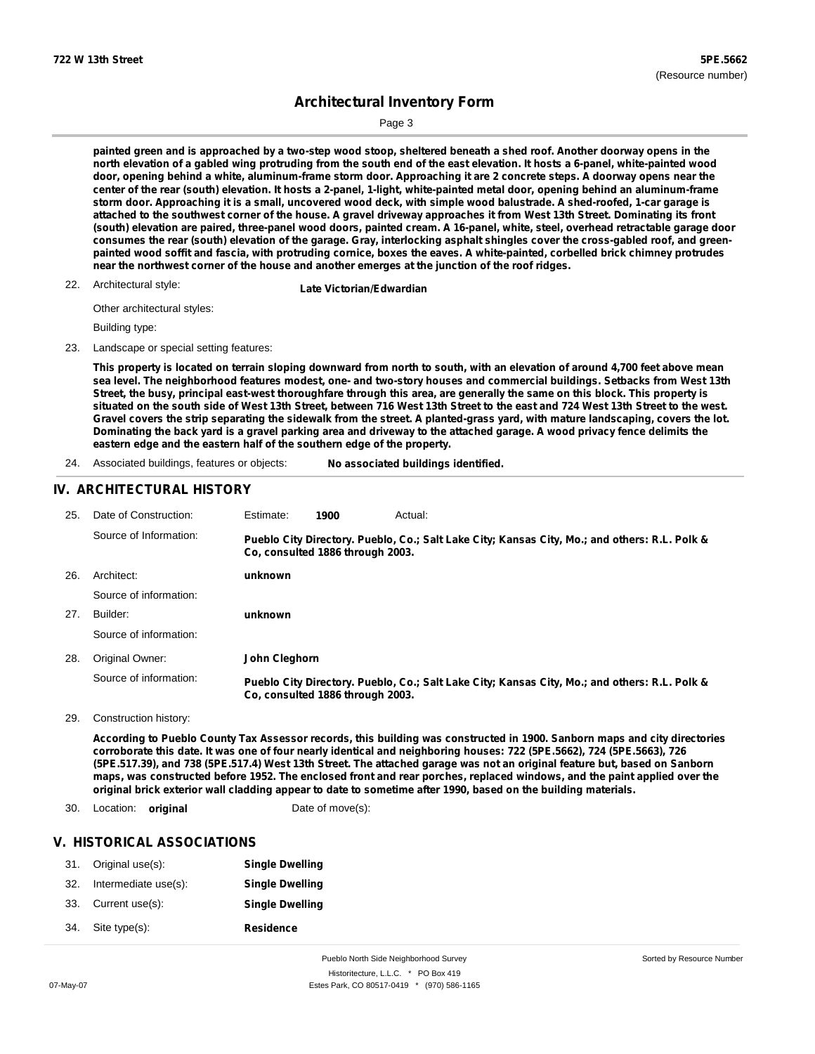painted green and is approached by a two-step wood stoop, sheltered beneath a shed roof. Another doorway opens in the north elevation of a gabled wing protruding from the south end of the east elevation. It hosts a 6-panel, white-painted wood door, opening behind a white, aluminum-frame storm door. Approaching it are 2 concrete steps. A doorway opens near the center of the rear (south) elevation. It hosts a 2-panel, 1-light, white-painted metal door, opening behind an aluminum-frame storm door. Approaching it is a small, uncovered wood deck, with simple wood balustrade. A shed-roofed, 1-car garage is attached to the southwest corner of the house. A gravel driveway approaches it from West 13th Street. Dominating its front (south) elevation are paired, three-panel wood doors, painted cream. A 16-panel, white, steel, overhead retractable garage door consumes the rear (south) elevation of the garage. Gray, interlocking asphalt shingles cover the cross-gabled roof, and green-painted wood soffit and fascia, with protruding cornice, boxes the eaves. A white-painted, corbelled brick chimney protrudes near the northwest corner of the house and another emerges at the junction of the roof ridges.

22. Architectural style: **Late Victorian/Edwardian**

Other architectural styles:

Building type:

23. Landscape or special setting features:

This property is located on terrain sloping downward from north to south, with an elevation of around 4,700 feet above mean sea level. The neighborhood features modest, one- and two-story houses and commercial buildings. Setbacks from West 13th Street, the busy, principal east-west thoroughfare through this area, are generally the same on this block. This property is situated on the south side of West 13th Street, between 716 West 13th Street to the east and 724 West 13th Street to the west. Gravel covers the strip separating the sidewalk from the street. A planted-grass yard, with mature landscaping, covers the lot. Dominating the back yard is a gravel parking area and driveway to the attached garage. A wood privacy fence delimits the eastern edge and the eastern half of the southern edge of the property.

24. Associated buildings, features or objects: **No associated buildings identified.**

## IV. ARCHITECTURAL HISTORY

25. Date of Construction: Estimate: **1900** Actual:

Source of Information: **Pueblo City Directory. Pueblo, Co.; Salt Lake City; Kansas City, Mo.; and others: R.L. Polk & Co, consulted 1886 through 2003.**

26. Architect: **unknown**

Source of information:

27. Builder: **unknown**

Source of information:

28. Original Owner: **John Cleghorn**

Source of information: **Pueblo City Directory. Pueblo, Co.; Salt Lake City; Kansas City, Mo.; and others: R.L. Polk & Co, consulted 1886 through 2003.**

29. Construction history:

According to Pueblo County Tax Assessor records, this building was constructed in 1900. Sanborn maps and city directories corroborate this date. It was one of four nearly identical and neighboring houses: 722 (5PE.5662), 724 (5PE.5663), 726 (5PE.517.39), and 738 (5PE.517.4) West 13th Street. The attached garage was not an original feature but, based on Sanborn maps, was constructed before 1952. The enclosed front and rear porches, replaced windows, and the paint applied over the original brick exterior wall cladding appear to date to sometime after 1990, based on the building materials.

30. Location: **original** Date of move(s):

## V. HISTORICAL ASSOCIATIONS

31. Original use(s): **Single Dwelling**
32. Intermediate use(s): **Single Dwelling**
33. Current use(s): **Single Dwelling**
34. Site type(s): **Residence**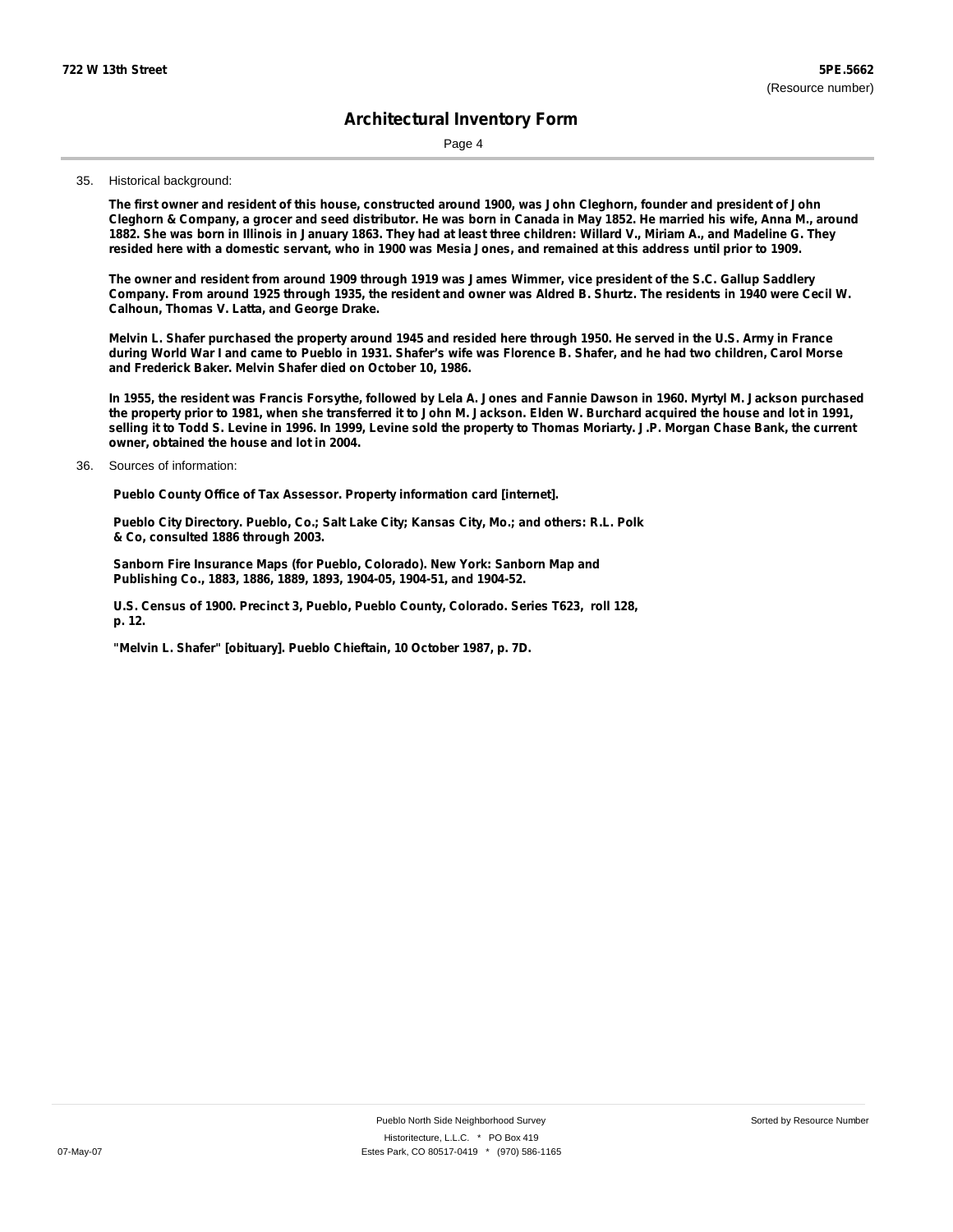35. Historical background:

**The first owner and resident of this house, constructed around 1900, was John Cleghorn, founder and president of John Cleghorn & Company, a grocer and seed distributor. He was born in Canada in May 1852. He married his wife, Anna M., around 1882. She was born in Illinois in January 1863. They had at least three children: Willard V., Miriam A., and Madeline G. They resided here with a domestic servant, who in 1900 was Mesia Jones, and remained at this address until prior to 1909.**

**The owner and resident from around 1909 through 1919 was James Wimmer, vice president of the S.C. Gallup Saddlery Company. From around 1925 through 1935, the resident and owner was Aldred B. Shurtz. The residents in 1940 were Cecil W. Calhoun, Thomas V. Latta, and George Drake.**

**Melvin L. Shafer purchased the property around 1945 and resided here through 1950. He served in the U.S. Army in France during World War I and came to Pueblo in 1931. Shafer's wife was Florence B. Shafer, and he had two children, Carol Morse and Frederick Baker. Melvin Shafer died on October 10, 1986.**

**In 1955, the resident was Francis Forsythe, followed by Lela A. Jones and Fannie Dawson in 1960. Myrtyl M. Jackson purchased the property prior to 1981, when she transferred it to John M. Jackson. Elden W. Burchard acquired the house and lot in 1991, selling it to Todd S. Levine in 1996. In 1999, Levine sold the property to Thomas Moriarty. J.P. Morgan Chase Bank, the current owner, obtained the house and lot in 2004.**

36. Sources of information:

**Pueblo County Office of Tax Assessor. Property information card [internet].**

**Pueblo City Directory. Pueblo, Co.; Salt Lake City; Kansas City, Mo.; and others: R.L. Polk & Co, consulted 1886 through 2003.**

**Sanborn Fire Insurance Maps (for Pueblo, Colorado). New York: Sanborn Map and Publishing Co., 1883, 1886, 1889, 1893, 1904-05, 1904-51, and 1904-52.**

**U.S. Census of 1900. Precinct 3, Pueblo, Pueblo County, Colorado. Series T623, roll 128, p. 12.**

**"Melvin L. Shafer" [obituary]. Pueblo Chieftain, 10 October 1987, p. 7D.**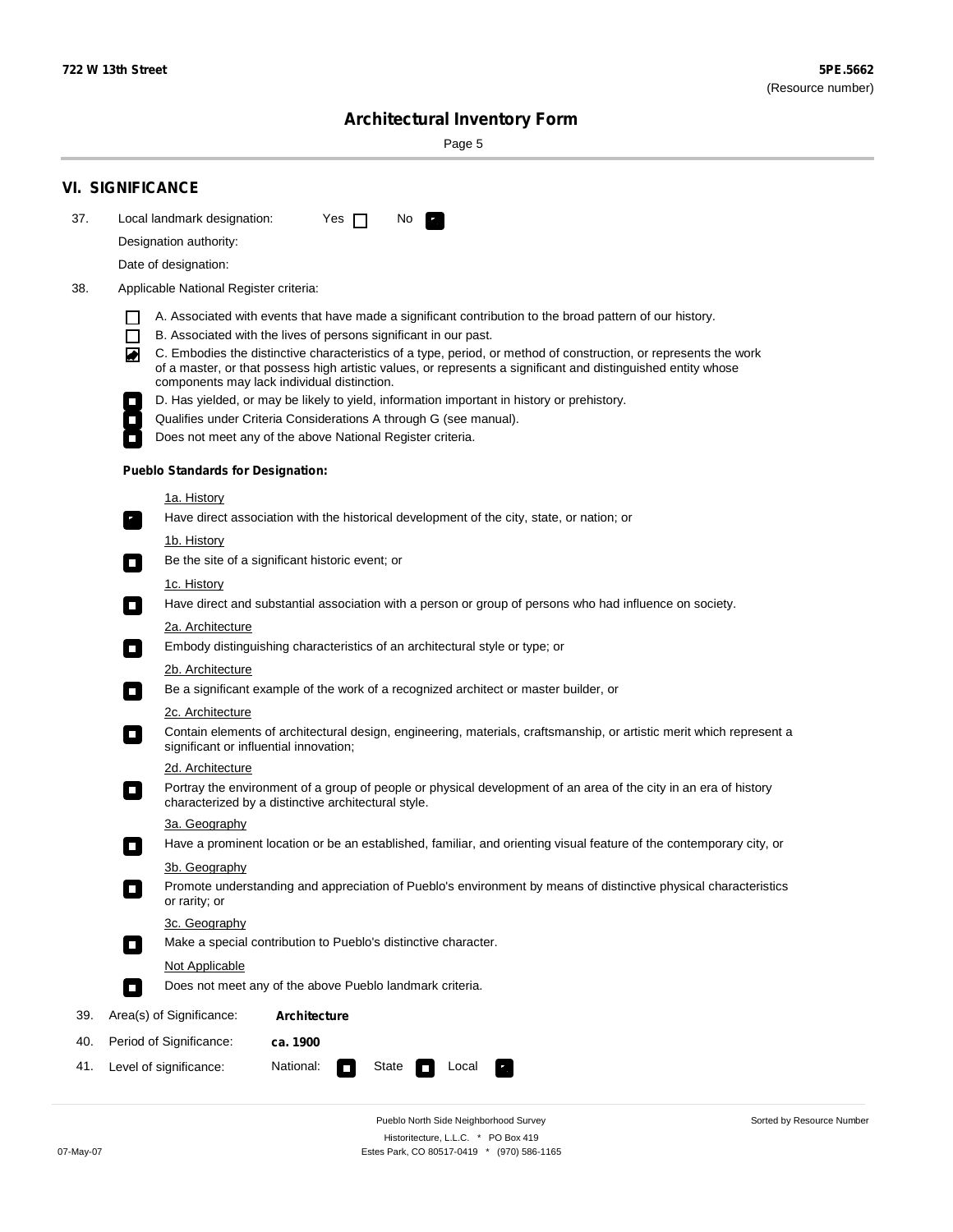## VI. SIGNIFICANCE

37. Local landmark designation: Yes ☐ No ☑

Designation authority:

Date of designation:

38. Applicable National Register criteria:

- ☐ A. Associated with events that have made a significant contribution to the broad pattern of our history.
- ☐ B. Associated with the lives of persons significant in our past.
- ☑ C. Embodies the distinctive characteristics of a type, period, or method of construction, or represents the work of a master, or that possess high artistic values, or represents a significant and distinguished entity whose components may lack individual distinction.
- ☐ D. Has yielded, or may be likely to yield, information important in history or prehistory.
- ☐ Qualifies under Criteria Considerations A through G (see manual).
- ☐ Does not meet any of the above National Register criteria.

**Pueblo Standards for Designation:**

1a. History
- ☑ Have direct association with the historical development of the city, state, or nation; or

1b. History
- ☐ Be the site of a significant historic event; or

1c. History
- ☐ Have direct and substantial association with a person or group of persons who had influence on society.

2a. Architecture
- ☐ Embody distinguishing characteristics of an architectural style or type; or

2b. Architecture
- ☐ Be a significant example of the work of a recognized architect or master builder, or

2c. Architecture
- ☐ Contain elements of architectural design, engineering, materials, craftsmanship, or artistic merit which represent a significant or influential innovation;

2d. Architecture
- ☐ Portray the environment of a group of people or physical development of an area of the city in an era of history characterized by a distinctive architectural style.

3a. Geography
- ☐ Have a prominent location or be an established, familiar, and orienting visual feature of the contemporary city, or

3b. Geography
- ☐ Promote understanding and appreciation of Pueblo's environment by means of distinctive physical characteristics or rarity; or

3c. Geography
- ☐ Make a special contribution to Pueblo's distinctive character.

Not Applicable
- ☐ Does not meet any of the above Pueblo landmark criteria.

39. Area(s) of Significance: **Architecture**

40. Period of Significance: **ca. 1900**

41. Level of significance: National: ☐ State ☐ Local ☑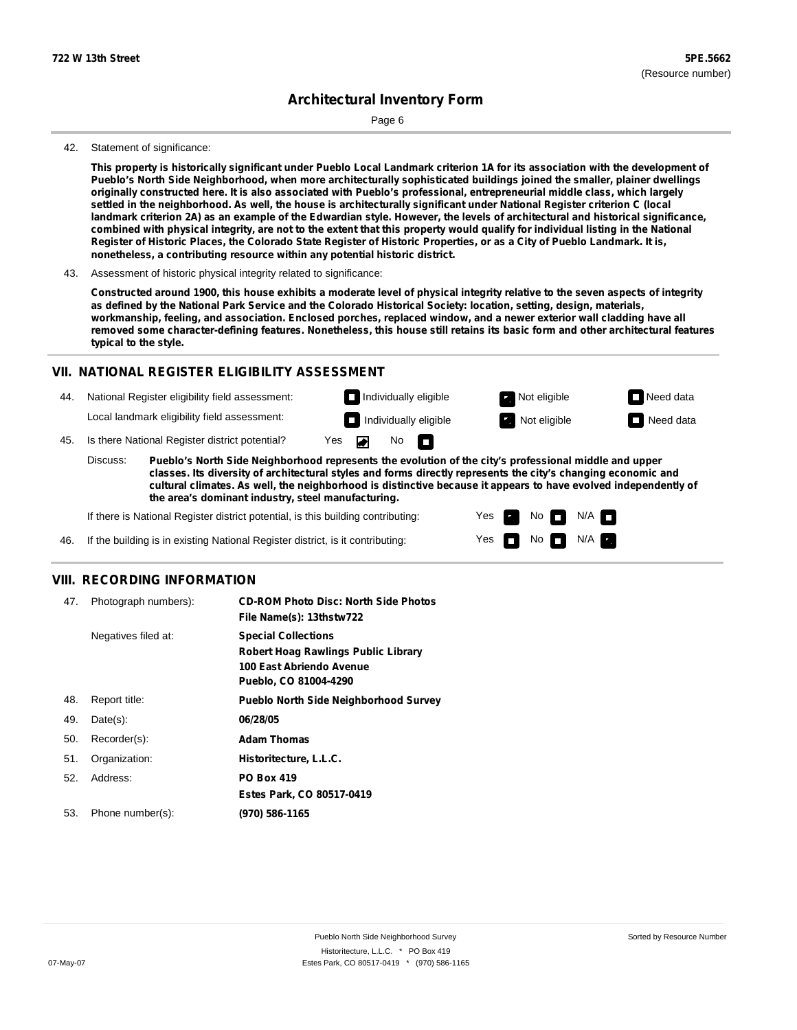722 W 13th Street

5PE.5662
(Resource number)

# Architectural Inventory Form

42. Statement of significance:

**This property is historically significant under Pueblo Local Landmark criterion 1A for its association with the development of Pueblo's North Side Neighborhood, when more architecturally sophisticated buildings joined the smaller, plainer dwellings originally constructed here. It is also associated with Pueblo's professional, entrepreneurial middle class, which largely settled in the neighborhood. As well, the house is architecturally significant under National Register criterion C (local landmark criterion 2A) as an example of the Edwardian style. However, the levels of architectural and historical significance, combined with physical integrity, are not to the extent that this property would qualify for individual listing in the National Register of Historic Places, the Colorado State Register of Historic Properties, or as a City of Pueblo Landmark. It is, nonetheless, a contributing resource within any potential historic district.**

43. Assessment of historic physical integrity related to significance:

**Constructed around 1900, this house exhibits a moderate level of physical integrity relative to the seven aspects of integrity as defined by the National Park Service and the Colorado Historical Society: location, setting, design, materials, workmanship, feeling, and association. Enclosed porches, replaced window, and a newer exterior wall cladding have all removed some character-defining features. Nonetheless, this house still retains its basic form and other architectural features typical to the style.**

## VII. NATIONAL REGISTER ELIGIBILITY ASSESSMENT

44. National Register eligibility field assessment: ☐ Individually eligible ☑ Not eligible ☐ Need data

Local landmark eligibility field assessment: ☐ Individually eligible ☑ Not eligible ☐ Need data

45. Is there National Register district potential? Yes ☑ No ☐

Discuss: **Pueblo's North Side Neighborhood represents the evolution of the city's professional middle and upper classes. Its diversity of architectural styles and forms directly represents the city's changing economic and cultural climates. As well, the neighborhood is distinctive because it appears to have evolved independently of the area's dominant industry, steel manufacturing.**

If there is National Register district potential, is this building contributing: Yes ☑ No ☐ N/A ☐

46. If the building is in existing National Register district, is it contributing: Yes ☐ No ☐ N/A ☑

## VIII. RECORDING INFORMATION

| | | |
|---|---|---|
| 47. | Photograph numbers): | **CD-ROM Photo Disc: North Side Photos**<br>**File Name(s): 13thstw722** |
| | Negatives filed at: | **Special Collections**<br>**Robert Hoag Rawlings Public Library**<br>**100 East Abriendo Avenue**<br>**Pueblo, CO 81004-4290** |
| 48. | Report title: | **Pueblo North Side Neighborhood Survey** |
| 49. | Date(s): | **06/28/05** |
| 50. | Recorder(s): | **Adam Thomas** |
| 51. | Organization: | **Historitecture, L.L.C.** |
| 52. | Address: | **PO Box 419**<br>**Estes Park, CO 80517-0419** |
| 53. | Phone number(s): | **(970) 586-1165** |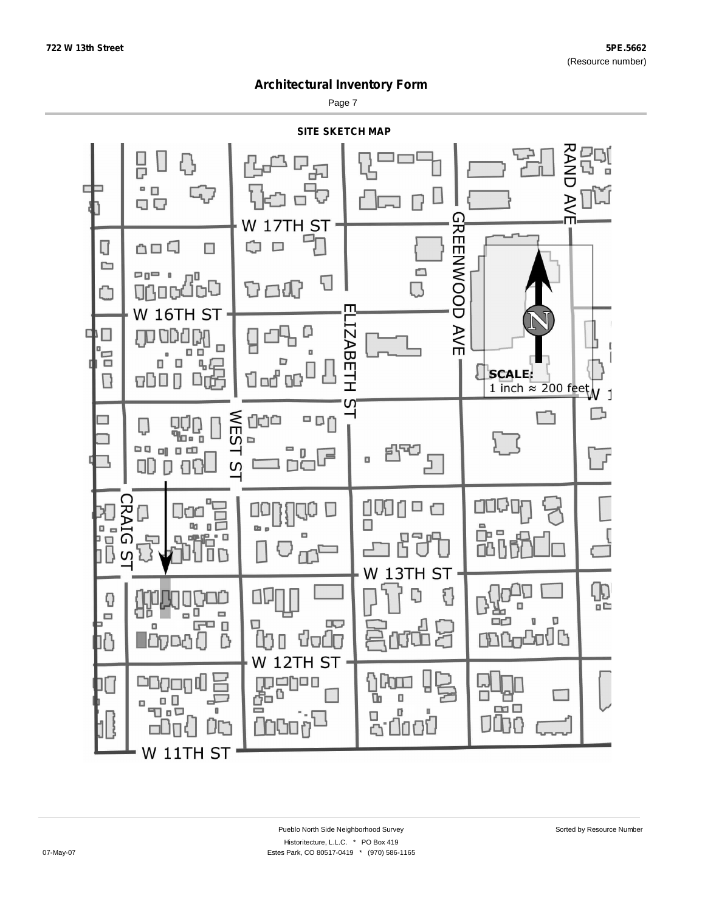# Architectural Inventory Form

## SITE SKETCH MAP

W 17TH ST

W 16TH ST

ELIZABETH ST

GREENWOOD AVE

RAND AVE

WEST ST

CRAIG ST

W 13TH ST

W 12TH ST

W 11TH ST

**SCALE:**
1 inch ≈ 200 feet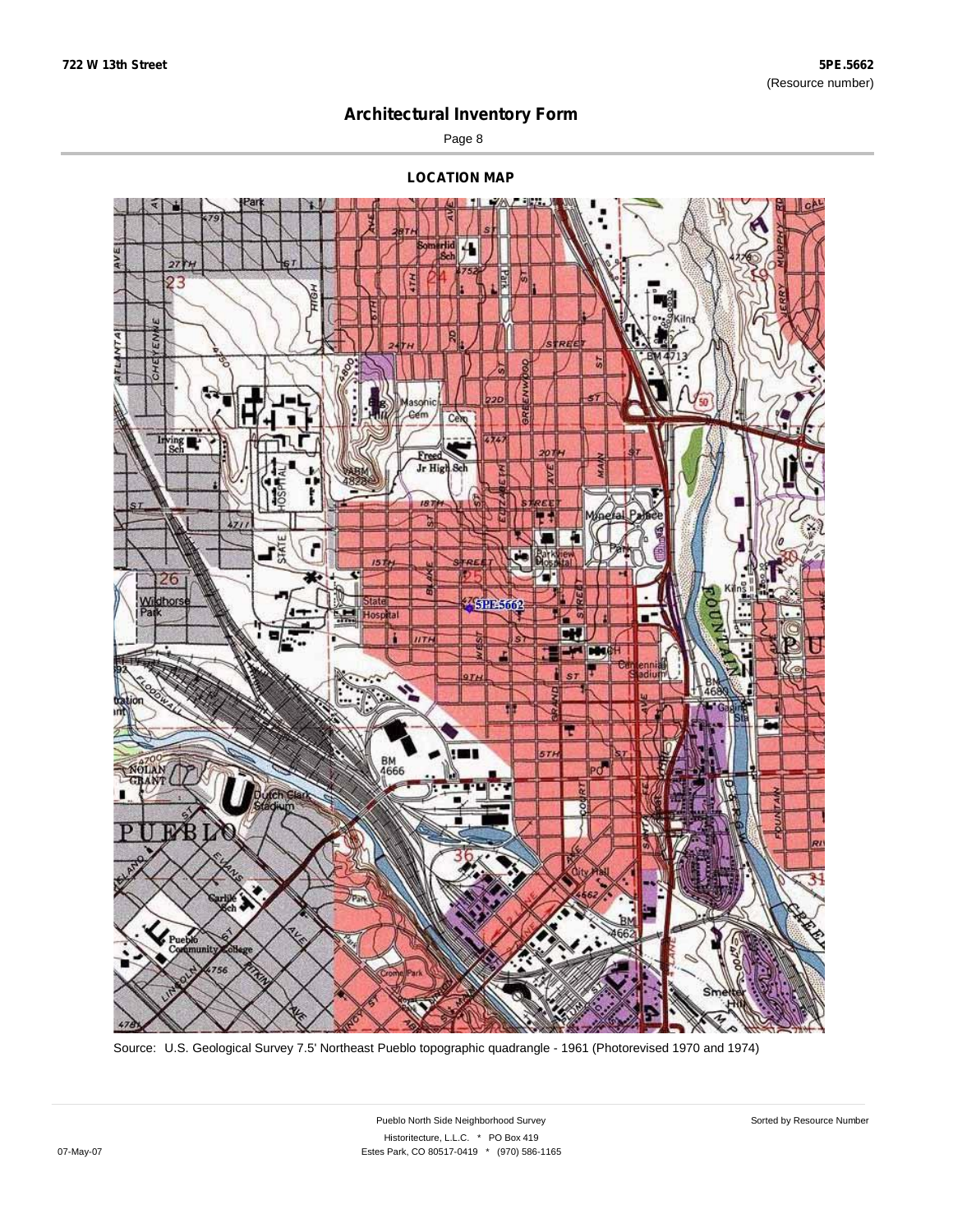## Architectural Inventory Form

### LOCATION MAP

Source: U.S. Geological Survey 7.5' Northeast Pueblo topographic quadrangle - 1961 (Photorevised 1970 and 1974)